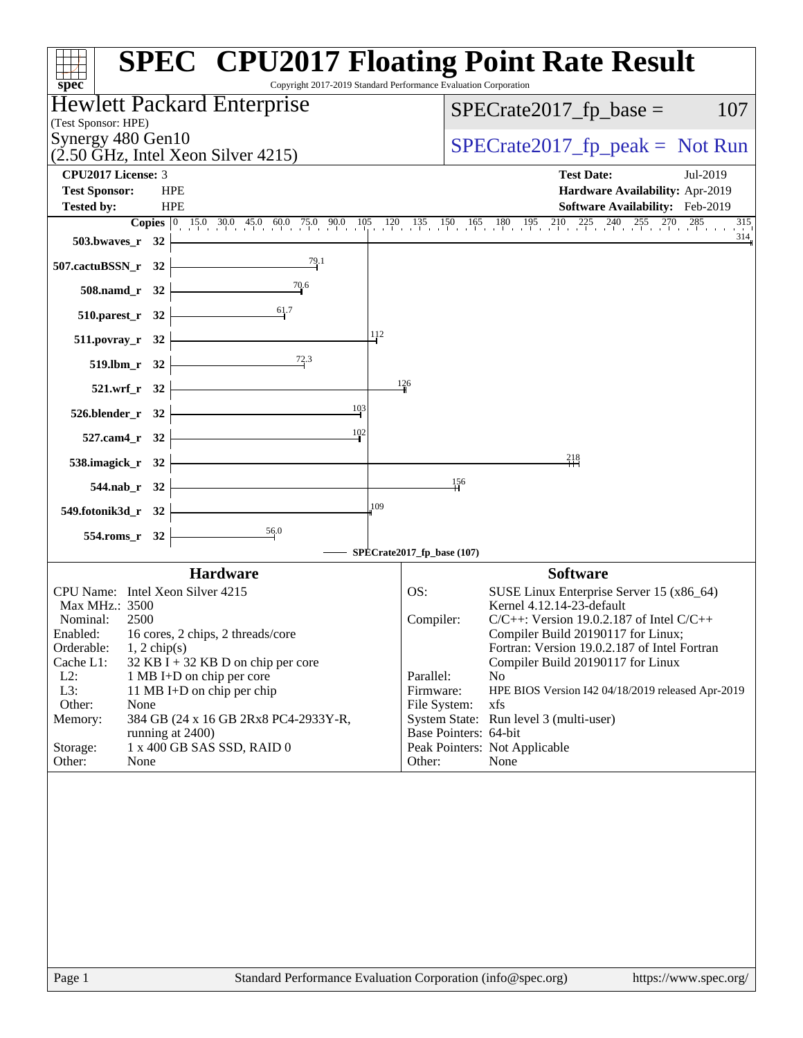# SPEC CPU2017 Floating Point Rate Result

Copyright 2017-2019 Standard Performance Evaluation Corporation

**Hewlett Packard Enterprise**
(Test Sponsor: HPE)
Synergy 480 Gen10
(2.50 GHz, Intel Xeon Silver 4215)

SPECrate2017_fp_base = 107

SPECrate2017_fp_peak = Not Run

**CPU2017 License:** 3
**Test Sponsor:** HPE
**Tested by:** HPE

**Test Date:** Jul-2019
**Hardware Availability:** Apr-2019
**Software Availability:** Feb-2019

| Benchmark | Copies | Base |
|---|---|---|
| 503.bwaves_r | 32 | 314 |
| 507.cactuBSSN_r | 32 | 79.1 |
| 508.namd_r | 32 | 70.6 |
| 510.parest_r | 32 | 61.7 |
| 511.povray_r | 32 | 112 |
| 519.lbm_r | 32 | 72.3 |
| 521.wrf_r | 32 | 126 |
| 526.blender_r | 32 | 103 |
| 527.cam4_r | 32 | 102 |
| 538.imagick_r | 32 | 218 |
| 544.nab_r | 32 | 156 |
| 549.fotonik3d_r | 32 | 109 |
| 554.roms_r | 32 | 56.0 |

SPECrate2017_fp_base (107)

## Hardware

| | |
|---|---|
| CPU Name: | Intel Xeon Silver 4215 |
| Max MHz.: | 3500 |
| Nominal: | 2500 |
| Enabled: | 16 cores, 2 chips, 2 threads/core |
| Orderable: | 1, 2 chip(s) |
| Cache L1: | 32 KB I + 32 KB D on chip per core |
| L2: | 1 MB I+D on chip per core |
| L3: | 11 MB I+D on chip per chip |
| Other: | None |
| Memory: | 384 GB (24 x 16 GB 2Rx8 PC4-2933Y-R, running at 2400) |
| Storage: | 1 x 400 GB SAS SSD, RAID 0 |
| Other: | None |

## Software

| | |
|---|---|
| OS: | SUSE Linux Enterprise Server 15 (x86_64) Kernel 4.12.14-23-default |
| Compiler: | C/C++: Version 19.0.2.187 of Intel C/C++ Compiler Build 20190117 for Linux; Fortran: Version 19.0.2.187 of Intel Fortran Compiler Build 20190117 for Linux |
| Parallel: | No |
| Firmware: | HPE BIOS Version I42 04/18/2019 released Apr-2019 |
| File System: | xfs |
| System State: | Run level 3 (multi-user) |
| Base Pointers: | 64-bit |
| Peak Pointers: | Not Applicable |
| Other: | None |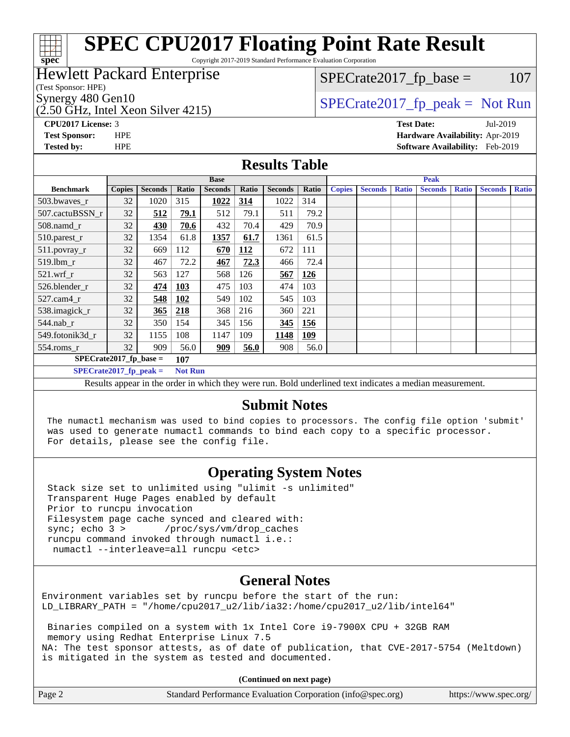# SPEC CPU2017 Floating Point Rate Result

Copyright 2017-2019 Standard Performance Evaluation Corporation

**Hewlett Packard Enterprise**
(Test Sponsor: HPE)
Synergy 480 Gen10
(2.50 GHz, Intel Xeon Silver 4215)

SPECrate2017_fp_base = 107

SPECrate2017_fp_peak = Not Run

**CPU2017 License:** 3
**Test Sponsor:** HPE
**Tested by:** HPE

**Test Date:** Jul-2019
**Hardware Availability:** Apr-2019
**Software Availability:** Feb-2019

## Results Table

| Benchmark | Base | | | | | | | Peak | | | | | | |
|---|---|---|---|---|---|---|---|---|---|---|---|---|---|---|
| | Copies | Seconds | Ratio | Seconds | Ratio | Seconds | Ratio | Copies | Seconds | Ratio | Seconds | Ratio | Seconds | Ratio |
| 503.bwaves_r | 32 | 1020 | 315 | **1022** | **314** | 1022 | 314 | | | | | | | |
| 507.cactuBSSN_r | 32 | **512** | **79.1** | 512 | 79.1 | 511 | 79.2 | | | | | | | |
| 508.namd_r | 32 | **430** | **70.6** | 432 | 70.4 | 429 | 70.9 | | | | | | | |
| 510.parest_r | 32 | 1354 | 61.8 | **1357** | **61.7** | 1361 | 61.5 | | | | | | | |
| 511.povray_r | 32 | 669 | 112 | **670** | **112** | 672 | 111 | | | | | | | |
| 519.lbm_r | 32 | 467 | 72.2 | **467** | **72.3** | 466 | 72.4 | | | | | | | |
| 521.wrf_r | 32 | 563 | 127 | 568 | 126 | **567** | **126** | | | | | | | |
| 526.blender_r | 32 | **474** | **103** | 475 | 103 | 474 | 103 | | | | | | | |
| 527.cam4_r | 32 | **548** | **102** | 549 | 102 | 545 | 103 | | | | | | | |
| 538.imagick_r | 32 | **365** | **218** | 368 | 216 | 360 | 221 | | | | | | | |
| 544.nab_r | 32 | 350 | 154 | 345 | 156 | **345** | **156** | | | | | | | |
| 549.fotonik3d_r | 32 | 1155 | 108 | 1147 | 109 | **1148** | **109** | | | | | | | |
| 554.roms_r | 32 | 909 | 56.0 | **909** | **56.0** | 908 | 56.0 | | | | | | | |

**SPECrate2017_fp_base = 107**

**SPECrate2017_fp_peak = Not Run**

Results appear in the order in which they were run. Bold underlined text indicates a median measurement.

## Submit Notes

```
The numactl mechanism was used to bind copies to processors. The config file option 'submit'
was used to generate numactl commands to bind each copy to a specific processor.
For details, please see the config file.
```

## Operating System Notes

```
Stack size set to unlimited using "ulimit -s unlimited"
Transparent Huge Pages enabled by default
Prior to runcpu invocation
Filesystem page cache synced and cleared with:
sync; echo 3 >       /proc/sys/vm/drop_caches
runcpu command invoked through numactl i.e.:
 numactl --interleave=all runcpu <etc>
```

## General Notes

```
Environment variables set by runcpu before the start of the run:
LD_LIBRARY_PATH = "/home/cpu2017_u2/lib/ia32:/home/cpu2017_u2/lib/intel64"

 Binaries compiled on a system with 1x Intel Core i9-7900X CPU + 32GB RAM
 memory using Redhat Enterprise Linux 7.5
NA: The test sponsor attests, as of date of publication, that CVE-2017-5754 (Meltdown)
is mitigated in the system as tested and documented.
```

**(Continued on next page)**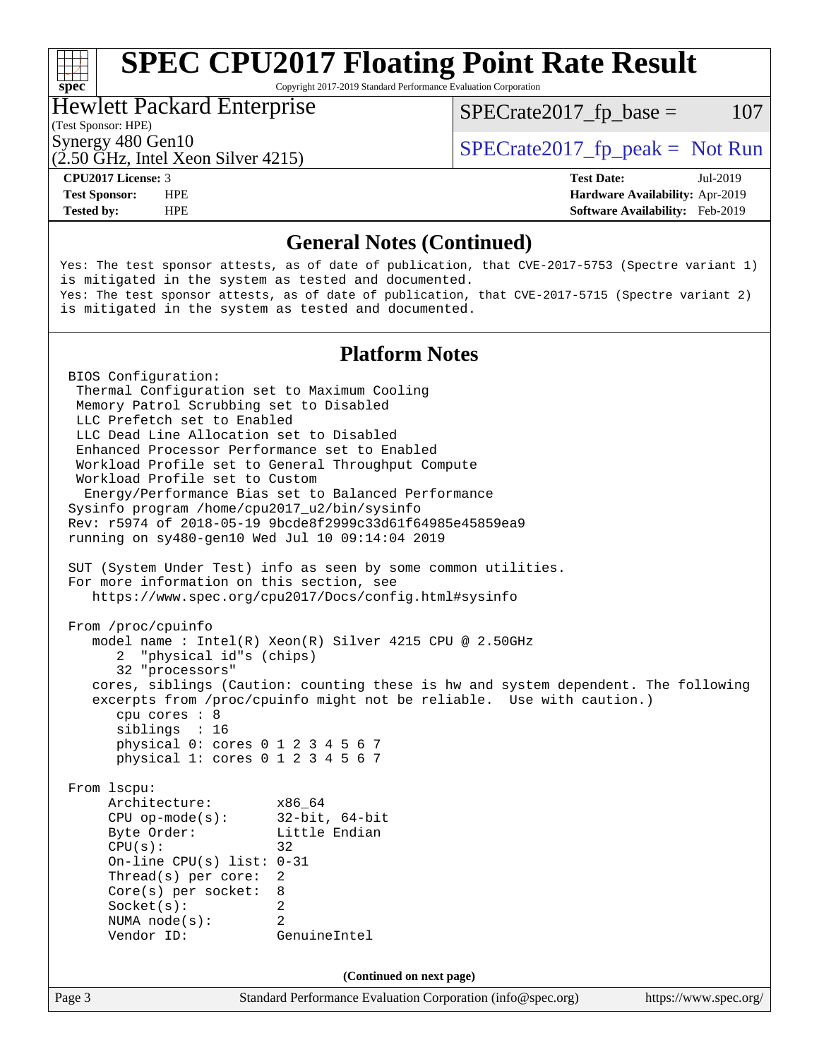## General Notes (Continued)

```
Yes: The test sponsor attests, as of date of publication, that CVE-2017-5753 (Spectre variant 1)
is mitigated in the system as tested and documented.
Yes: The test sponsor attests, as of date of publication, that CVE-2017-5715 (Spectre variant 2)
is mitigated in the system as tested and documented.
```

## Platform Notes

```
BIOS Configuration:
 Thermal Configuration set to Maximum Cooling
 Memory Patrol Scrubbing set to Disabled
 LLC Prefetch set to Enabled
 LLC Dead Line Allocation set to Disabled
 Enhanced Processor Performance set to Enabled
 Workload Profile set to General Throughput Compute
 Workload Profile set to Custom
  Energy/Performance Bias set to Balanced Performance
Sysinfo program /home/cpu2017_u2/bin/sysinfo
Rev: r5974 of 2018-05-19 9bcde8f2999c33d61f64985e45859ea9
running on sy480-gen10 Wed Jul 10 09:14:04 2019

SUT (System Under Test) info as seen by some common utilities.
For more information on this section, see
   https://www.spec.org/cpu2017/Docs/config.html#sysinfo

From /proc/cpuinfo
   model name : Intel(R) Xeon(R) Silver 4215 CPU @ 2.50GHz
      2  "physical id"s (chips)
      32 "processors"
   cores, siblings (Caution: counting these is hw and system dependent. The following
   excerpts from /proc/cpuinfo might not be reliable.  Use with caution.)
      cpu cores : 8
      siblings  : 16
      physical 0: cores 0 1 2 3 4 5 6 7
      physical 1: cores 0 1 2 3 4 5 6 7

From lscpu:
     Architecture:        x86_64
     CPU op-mode(s):      32-bit, 64-bit
     Byte Order:          Little Endian
     CPU(s):              32
     On-line CPU(s) list: 0-31
     Thread(s) per core:  2
     Core(s) per socket:  8
     Socket(s):           2
     NUMA node(s):        2
     Vendor ID:           GenuineIntel
```

(Continued on next page)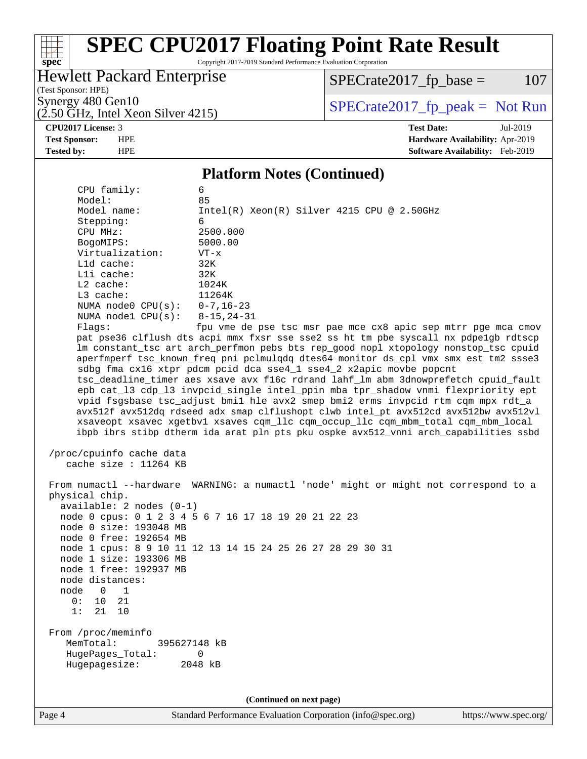## Platform Notes (Continued)

```
     CPU family:          6
     Model:               85
     Model name:          Intel(R) Xeon(R) Silver 4215 CPU @ 2.50GHz
     Stepping:            6
     CPU MHz:             2500.000
     BogoMIPS:            5000.00
     Virtualization:      VT-x
     L1d cache:           32K
     L1i cache:           32K
     L2 cache:            1024K
     L3 cache:            11264K
     NUMA node0 CPU(s):   0-7,16-23
     NUMA node1 CPU(s):   8-15,24-31
     Flags:               fpu vme de pse tsc msr pae mce cx8 apic sep mtrr pge mca cmov
     pat pse36 clflush dts acpi mmx fxsr sse sse2 ss ht tm pbe syscall nx pdpe1gb rdtscp
     lm constant_tsc art arch_perfmon pebs bts rep_good nopl xtopology nonstop_tsc cpuid
     aperfmperf tsc_known_freq pni pclmulqdq dtes64 monitor ds_cpl vmx smx est tm2 ssse3
     sdbg fma cx16 xtpr pdcm pcid dca sse4_1 sse4_2 x2apic movbe popcnt
     tsc_deadline_timer aes xsave avx f16c rdrand lahf_lm abm 3dnowprefetch cpuid_fault
     epb cat_l3 cdp_l3 invpcid_single intel_ppin mba tpr_shadow vnmi flexpriority ept
     vpid fsgsbase tsc_adjust bmi1 hle avx2 smep bmi2 erms invpcid rtm cqm mpx rdt_a
     avx512f avx512dq rdseed adx smap clflushopt clwb intel_pt avx512cd avx512bw avx512vl
     xsaveopt xsavec xgetbv1 xsaves cqm_llc cqm_occup_llc cqm_mbm_total cqm_mbm_local
     ibpb ibrs stibp dtherm ida arat pln pts pku ospke avx512_vnni arch_capabilities ssbd

 /proc/cpuinfo cache data
    cache size : 11264 KB

 From numactl --hardware  WARNING: a numactl 'node' might or might not correspond to a
 physical chip.
   available: 2 nodes (0-1)
   node 0 cpus: 0 1 2 3 4 5 6 7 16 17 18 19 20 21 22 23
   node 0 size: 193048 MB
   node 0 free: 192654 MB
   node 1 cpus: 8 9 10 11 12 13 14 15 24 25 26 27 28 29 30 31
   node 1 size: 193306 MB
   node 1 free: 192937 MB
   node distances:
   node   0   1
     0:  10  21
     1:  21  10

 From /proc/meminfo
    MemTotal:       395627148 kB
    HugePages_Total:       0
    Hugepagesize:       2048 kB
```

**(Continued on next page)**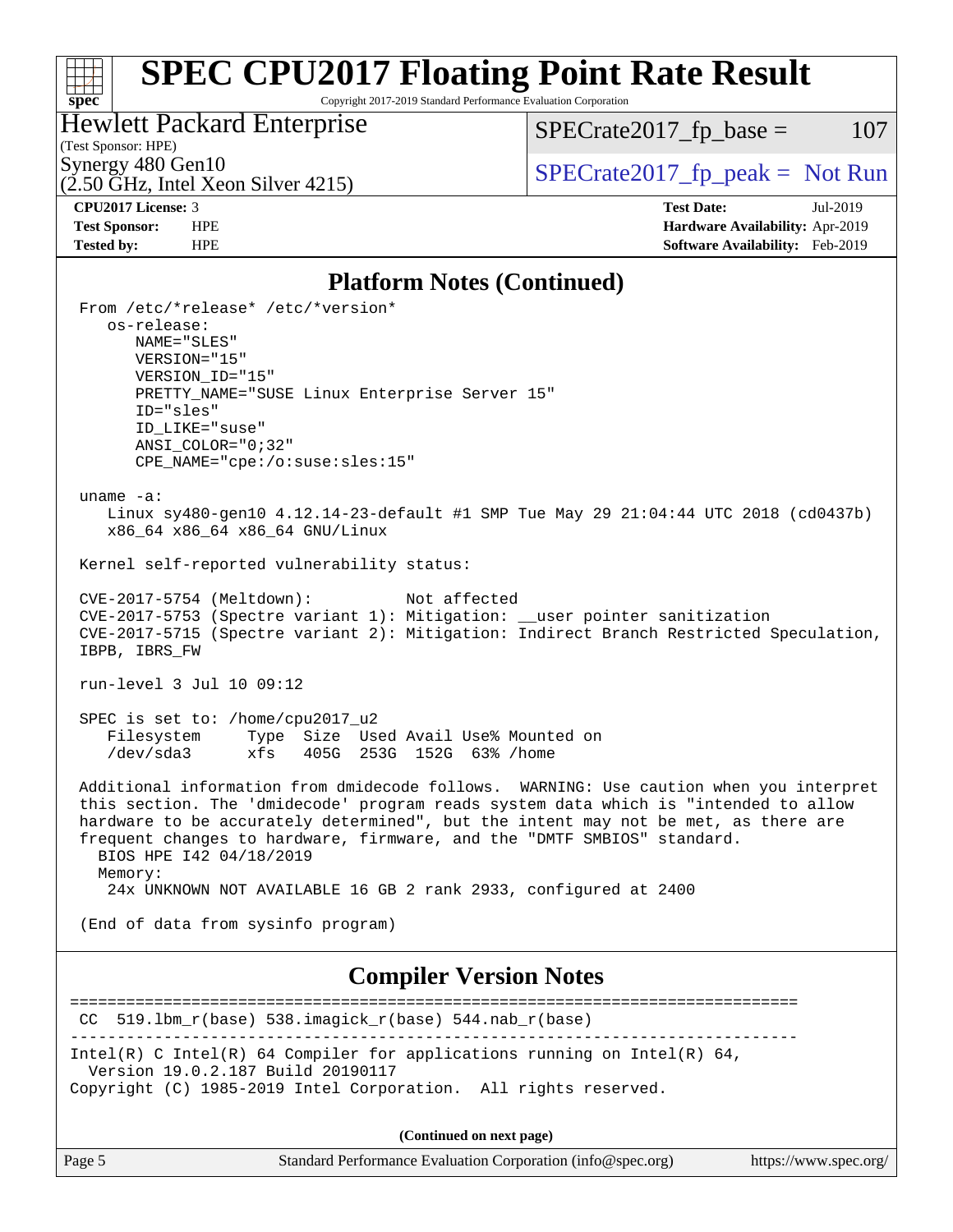## Platform Notes (Continued)

```
From /etc/*release* /etc/*version*
   os-release:
      NAME="SLES"
      VERSION="15"
      VERSION_ID="15"
      PRETTY_NAME="SUSE Linux Enterprise Server 15"
      ID="sles"
      ID_LIKE="suse"
      ANSI_COLOR="0;32"
      CPE_NAME="cpe:/o:suse:sles:15"

uname -a:
   Linux sy480-gen10 4.12.14-23-default #1 SMP Tue May 29 21:04:44 UTC 2018 (cd0437b)
   x86_64 x86_64 x86_64 GNU/Linux

Kernel self-reported vulnerability status:

CVE-2017-5754 (Meltdown):          Not affected
CVE-2017-5753 (Spectre variant 1): Mitigation: __user pointer sanitization
CVE-2017-5715 (Spectre variant 2): Mitigation: Indirect Branch Restricted Speculation,
IBPB, IBRS_FW

run-level 3 Jul 10 09:12

SPEC is set to: /home/cpu2017_u2
   Filesystem     Type  Size  Used Avail Use% Mounted on
   /dev/sda3      xfs   405G  253G  152G  63% /home

Additional information from dmidecode follows.  WARNING: Use caution when you interpret
this section. The 'dmidecode' program reads system data which is "intended to allow
hardware to be accurately determined", but the intent may not be met, as there are
frequent changes to hardware, firmware, and the "DMTF SMBIOS" standard.
  BIOS HPE I42 04/18/2019
  Memory:
   24x UNKNOWN NOT AVAILABLE 16 GB 2 rank 2933, configured at 2400

(End of data from sysinfo program)
```

## Compiler Version Notes

```
==============================================================================
 CC  519.lbm_r(base) 538.imagick_r(base) 544.nab_r(base)
------------------------------------------------------------------------------
Intel(R) C Intel(R) 64 Compiler for applications running on Intel(R) 64,
  Version 19.0.2.187 Build 20190117
Copyright (C) 1985-2019 Intel Corporation.  All rights reserved.
```

(Continued on next page)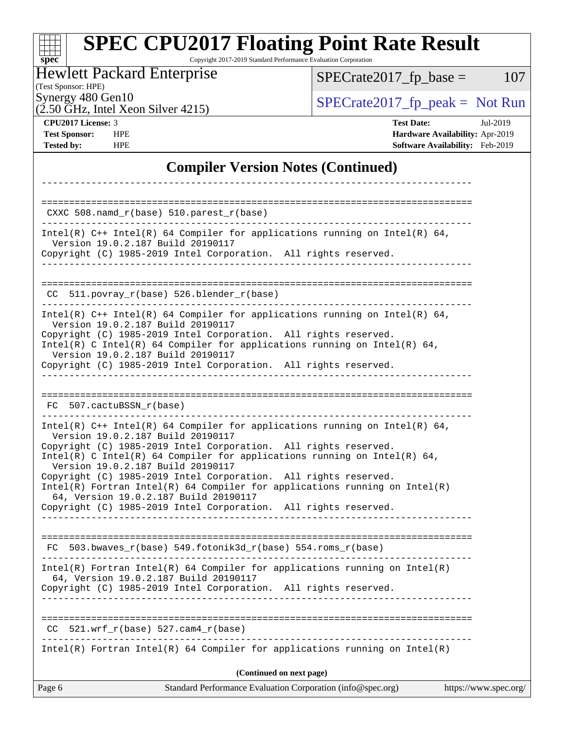# SPEC CPU2017 Floating Point Rate Result

Copyright 2017-2019 Standard Performance Evaluation Corporation

**Hewlett Packard Enterprise**
(Test Sponsor: HPE)
Synergy 480 Gen10
(2.50 GHz, Intel Xeon Silver 4215)

SPECrate2017_fp_base = 107

SPECrate2017_fp_peak = Not Run

| | | | |
|---|---|---|---|
| **CPU2017 License:** | 3 | **Test Date:** | Jul-2019 |
| **Test Sponsor:** | HPE | **Hardware Availability:** | Apr-2019 |
| **Tested by:** | HPE | **Software Availability:** | Feb-2019 |

## Compiler Version Notes (Continued)

```
------------------------------------------------------------------------------

==============================================================================
 CXXC 508.namd_r(base) 510.parest_r(base)
------------------------------------------------------------------------------
Intel(R) C++ Intel(R) 64 Compiler for applications running on Intel(R) 64,
  Version 19.0.2.187 Build 20190117
Copyright (C) 1985-2019 Intel Corporation.  All rights reserved.
------------------------------------------------------------------------------

==============================================================================
 CC  511.povray_r(base) 526.blender_r(base)
------------------------------------------------------------------------------
Intel(R) C++ Intel(R) 64 Compiler for applications running on Intel(R) 64,
  Version 19.0.2.187 Build 20190117
Copyright (C) 1985-2019 Intel Corporation.  All rights reserved.
Intel(R) C Intel(R) 64 Compiler for applications running on Intel(R) 64,
  Version 19.0.2.187 Build 20190117
Copyright (C) 1985-2019 Intel Corporation.  All rights reserved.
------------------------------------------------------------------------------

==============================================================================
 FC  507.cactuBSSN_r(base)
------------------------------------------------------------------------------
Intel(R) C++ Intel(R) 64 Compiler for applications running on Intel(R) 64,
  Version 19.0.2.187 Build 20190117
Copyright (C) 1985-2019 Intel Corporation.  All rights reserved.
Intel(R) C Intel(R) 64 Compiler for applications running on Intel(R) 64,
  Version 19.0.2.187 Build 20190117
Copyright (C) 1985-2019 Intel Corporation.  All rights reserved.
Intel(R) Fortran Intel(R) 64 Compiler for applications running on Intel(R)
  64, Version 19.0.2.187 Build 20190117
Copyright (C) 1985-2019 Intel Corporation.  All rights reserved.
------------------------------------------------------------------------------

==============================================================================
 FC  503.bwaves_r(base) 549.fotonik3d_r(base) 554.roms_r(base)
------------------------------------------------------------------------------
Intel(R) Fortran Intel(R) 64 Compiler for applications running on Intel(R)
  64, Version 19.0.2.187 Build 20190117
Copyright (C) 1985-2019 Intel Corporation.  All rights reserved.
------------------------------------------------------------------------------

==============================================================================
 CC  521.wrf_r(base) 527.cam4_r(base)
------------------------------------------------------------------------------
Intel(R) Fortran Intel(R) 64 Compiler for applications running on Intel(R)
```

**(Continued on next page)**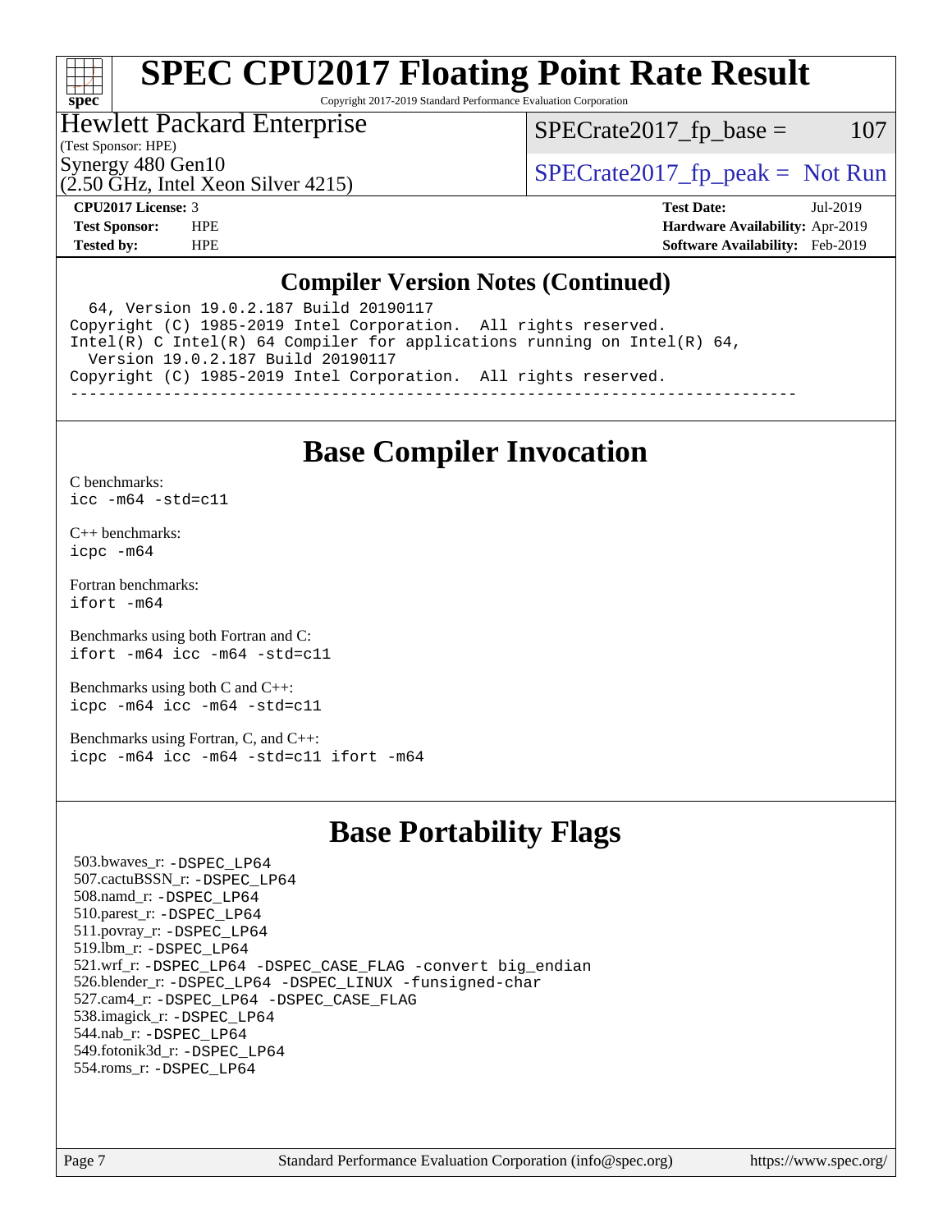## Compiler Version Notes (Continued)

```
  64, Version 19.0.2.187 Build 20190117
Copyright (C) 1985-2019 Intel Corporation.  All rights reserved.
Intel(R) C Intel(R) 64 Compiler for applications running on Intel(R) 64,
  Version 19.0.2.187 Build 20190117
Copyright (C) 1985-2019 Intel Corporation.  All rights reserved.
------------------------------------------------------------------------------
```

# Base Compiler Invocation

C benchmarks:
`icc -m64 -std=c11`

C++ benchmarks:
`icpc -m64`

Fortran benchmarks:
`ifort -m64`

Benchmarks using both Fortran and C:
`ifort -m64 icc -m64 -std=c11`

Benchmarks using both C and C++:
`icpc -m64 icc -m64 -std=c11`

Benchmarks using Fortran, C, and C++:
`icpc -m64 icc -m64 -std=c11 ifort -m64`

# Base Portability Flags

503.bwaves_r: `-DSPEC_LP64`
507.cactuBSSN_r: `-DSPEC_LP64`
508.namd_r: `-DSPEC_LP64`
510.parest_r: `-DSPEC_LP64`
511.povray_r: `-DSPEC_LP64`
519.lbm_r: `-DSPEC_LP64`
521.wrf_r: `-DSPEC_LP64 -DSPEC_CASE_FLAG -convert big_endian`
526.blender_r: `-DSPEC_LP64 -DSPEC_LINUX -funsigned-char`
527.cam4_r: `-DSPEC_LP64 -DSPEC_CASE_FLAG`
538.imagick_r: `-DSPEC_LP64`
544.nab_r: `-DSPEC_LP64`
549.fotonik3d_r: `-DSPEC_LP64`
554.roms_r: `-DSPEC_LP64`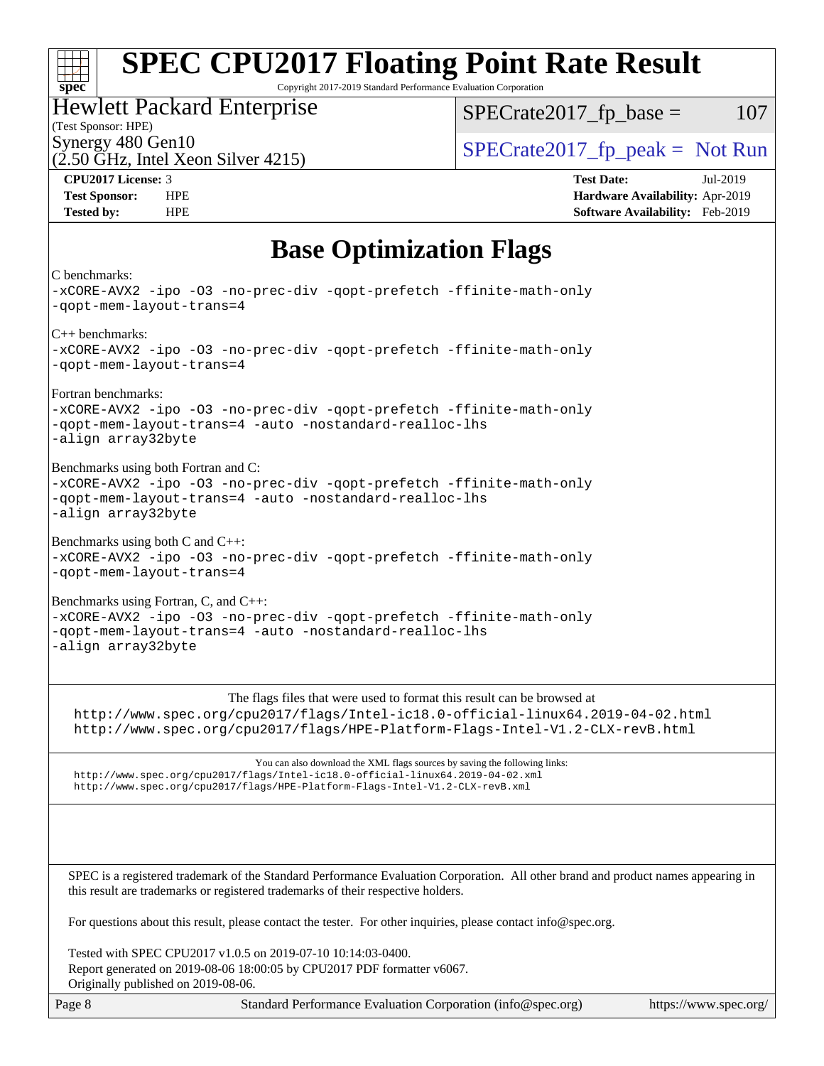# SPEC CPU2017 Floating Point Rate Result

Copyright 2017-2019 Standard Performance Evaluation Corporation

**Hewlett Packard Enterprise**
(Test Sponsor: HPE)
Synergy 480 Gen10
(2.50 GHz, Intel Xeon Silver 4215)

SPECrate2017_fp_base = 107

SPECrate2017_fp_peak = Not Run

| | | | |
|---|---|---|---|
| **CPU2017 License:** | 3 | **Test Date:** | Jul-2019 |
| **Test Sponsor:** | HPE | **Hardware Availability:** | Apr-2019 |
| **Tested by:** | HPE | **Software Availability:** | Feb-2019 |

## Base Optimization Flags

C benchmarks:
```
-xCORE-AVX2 -ipo -O3 -no-prec-div -qopt-prefetch -ffinite-math-only
-qopt-mem-layout-trans=4
```

C++ benchmarks:
```
-xCORE-AVX2 -ipo -O3 -no-prec-div -qopt-prefetch -ffinite-math-only
-qopt-mem-layout-trans=4
```

Fortran benchmarks:
```
-xCORE-AVX2 -ipo -O3 -no-prec-div -qopt-prefetch -ffinite-math-only
-qopt-mem-layout-trans=4 -auto -nostandard-realloc-lhs
-align array32byte
```

Benchmarks using both Fortran and C:
```
-xCORE-AVX2 -ipo -O3 -no-prec-div -qopt-prefetch -ffinite-math-only
-qopt-mem-layout-trans=4 -auto -nostandard-realloc-lhs
-align array32byte
```

Benchmarks using both C and C++:
```
-xCORE-AVX2 -ipo -O3 -no-prec-div -qopt-prefetch -ffinite-math-only
-qopt-mem-layout-trans=4
```

Benchmarks using Fortran, C, and C++:
```
-xCORE-AVX2 -ipo -O3 -no-prec-div -qopt-prefetch -ffinite-math-only
-qopt-mem-layout-trans=4 -auto -nostandard-realloc-lhs
-align array32byte
```

The flags files that were used to format this result can be browsed at
http://www.spec.org/cpu2017/flags/Intel-ic18.0-official-linux64.2019-04-02.html
http://www.spec.org/cpu2017/flags/HPE-Platform-Flags-Intel-V1.2-CLX-revB.html

You can also download the XML flags sources by saving the following links:
http://www.spec.org/cpu2017/flags/Intel-ic18.0-official-linux64.2019-04-02.xml
http://www.spec.org/cpu2017/flags/HPE-Platform-Flags-Intel-V1.2-CLX-revB.xml

SPEC is a registered trademark of the Standard Performance Evaluation Corporation. All other brand and product names appearing in this result are trademarks or registered trademarks of their respective holders.

For questions about this result, please contact the tester. For other inquiries, please contact info@spec.org.

Tested with SPEC CPU2017 v1.0.5 on 2019-07-10 10:14:03-0400.
Report generated on 2019-08-06 18:00:05 by CPU2017 PDF formatter v6067.
Originally published on 2019-08-06.